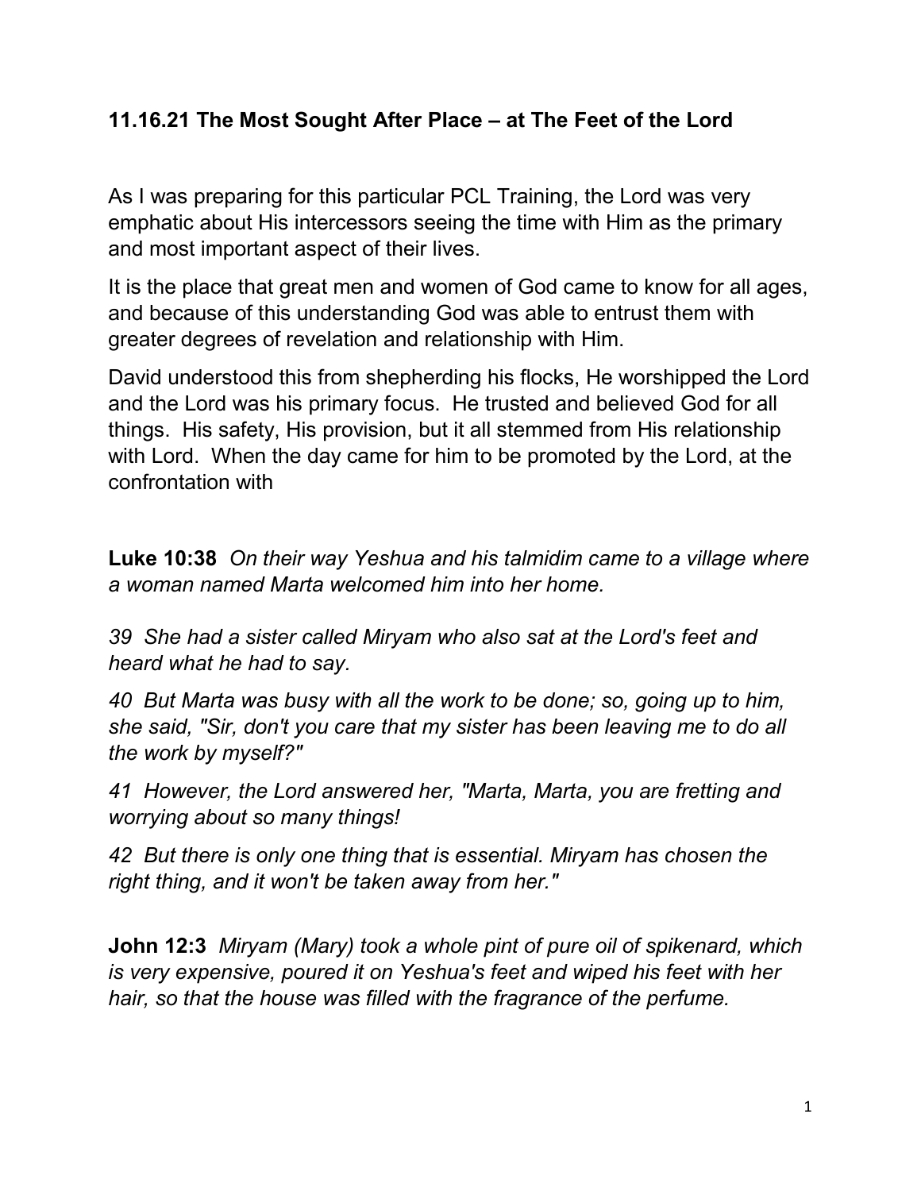**11.16.21 The Most Sought After Place – at The Feet of the Lord**

As I was preparing for this particular PCL Training, the Lord was very emphatic about His intercessors seeing the time with Him as the primary and most important aspect of their lives.

It is the place that great men and women of God came to know for all ages, and because of this understanding God was able to entrust them with greater degrees of revelation and relationship with Him.

David understood this from shepherding his flocks, He worshipped the Lord and the Lord was his primary focus. He trusted and believed God for all things. His safety, His provision, but it all stemmed from His relationship with Lord. When the day came for him to be promoted by the Lord, at the confrontation with

**Luke 10:38** *On their way Yeshua and his talmidim came to a village where a woman named Marta welcomed him into her home.*

*39 She had a sister called Miryam who also sat at the Lord's feet and heard what he had to say.*

*40 But Marta was busy with all the work to be done; so, going up to him, she said, "Sir, don't you care that my sister has been leaving me to do all the work by myself?"*

*41 However, the Lord answered her, "Marta, Marta, you are fretting and worrying about so many things!*

*42 But there is only one thing that is essential. Miryam has chosen the right thing, and it won't be taken away from her."*

**John 12:3** *Miryam (Mary) took a whole pint of pure oil of spikenard, which is very expensive, poured it on Yeshua's feet and wiped his feet with her hair, so that the house was filled with the fragrance of the perfume.*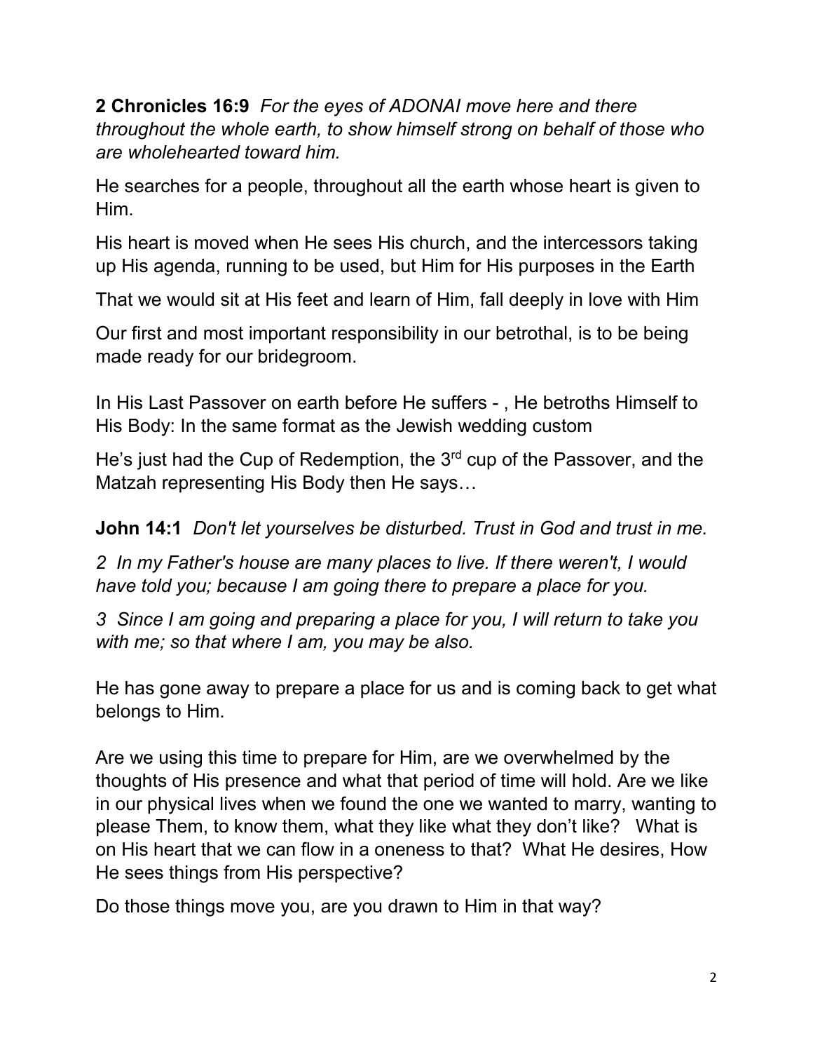**2 Chronicles 16:9** *For the eyes of ADONAI move here and there throughout the whole earth, to show himself strong on behalf of those who are wholehearted toward him.*

He searches for a people, throughout all the earth whose heart is given to Him.

His heart is moved when He sees His church, and the intercessors taking up His agenda, running to be used, but Him for His purposes in the Earth

That we would sit at His feet and learn of Him, fall deeply in love with Him

Our first and most important responsibility in our betrothal, is to be being made ready for our bridegroom.

In His Last Passover on earth before He suffers - , He betroths Himself to His Body: In the same format as the Jewish wedding custom

He's just had the Cup of Redemption, the 3rd cup of the Passover, and the Matzah representing His Body then He says…

**John 14:1** *Don't let yourselves be disturbed. Trust in God and trust in me.*

*2 In my Father's house are many places to live. If there weren't, I would have told you; because I am going there to prepare a place for you.*

*3 Since I am going and preparing a place for you, I will return to take you with me; so that where I am, you may be also.*

He has gone away to prepare a place for us and is coming back to get what belongs to Him.

Are we using this time to prepare for Him, are we overwhelmed by the thoughts of His presence and what that period of time will hold. Are we like in our physical lives when we found the one we wanted to marry, wanting to please Them, to know them, what they like what they don't like? What is on His heart that we can flow in a oneness to that? What He desires, How He sees things from His perspective?

Do those things move you, are you drawn to Him in that way?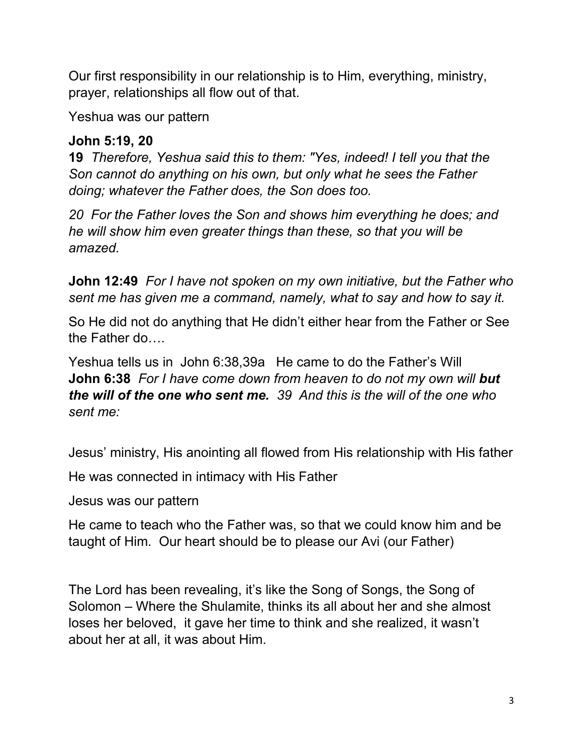Our first responsibility in our relationship is to Him, everything, ministry, prayer, relationships all flow out of that.

Yeshua was our pattern

**John 5:19, 20**
**19** *Therefore, Yeshua said this to them: "Yes, indeed! I tell you that the Son cannot do anything on his own, but only what he sees the Father doing; whatever the Father does, the Son does too.*

*20 For the Father loves the Son and shows him everything he does; and he will show him even greater things than these, so that you will be amazed.*

**John 12:49** *For I have not spoken on my own initiative, but the Father who sent me has given me a command, namely, what to say and how to say it.*

So He did not do anything that He didn't either hear from the Father or See the Father do….

Yeshua tells us in John 6:38,39a He came to do the Father's Will
**John 6:38** *For I have come down from heaven to do not my own will* ***but the will of the one who sent me.*** *39 And this is the will of the one who sent me:*

Jesus' ministry, His anointing all flowed from His relationship with His father

He was connected in intimacy with His Father

Jesus was our pattern

He came to teach who the Father was, so that we could know him and be taught of Him. Our heart should be to please our Avi (our Father)

The Lord has been revealing, it's like the Song of Songs, the Song of Solomon – Where the Shulamite, thinks its all about her and she almost loses her beloved, it gave her time to think and she realized, it wasn't about her at all, it was about Him.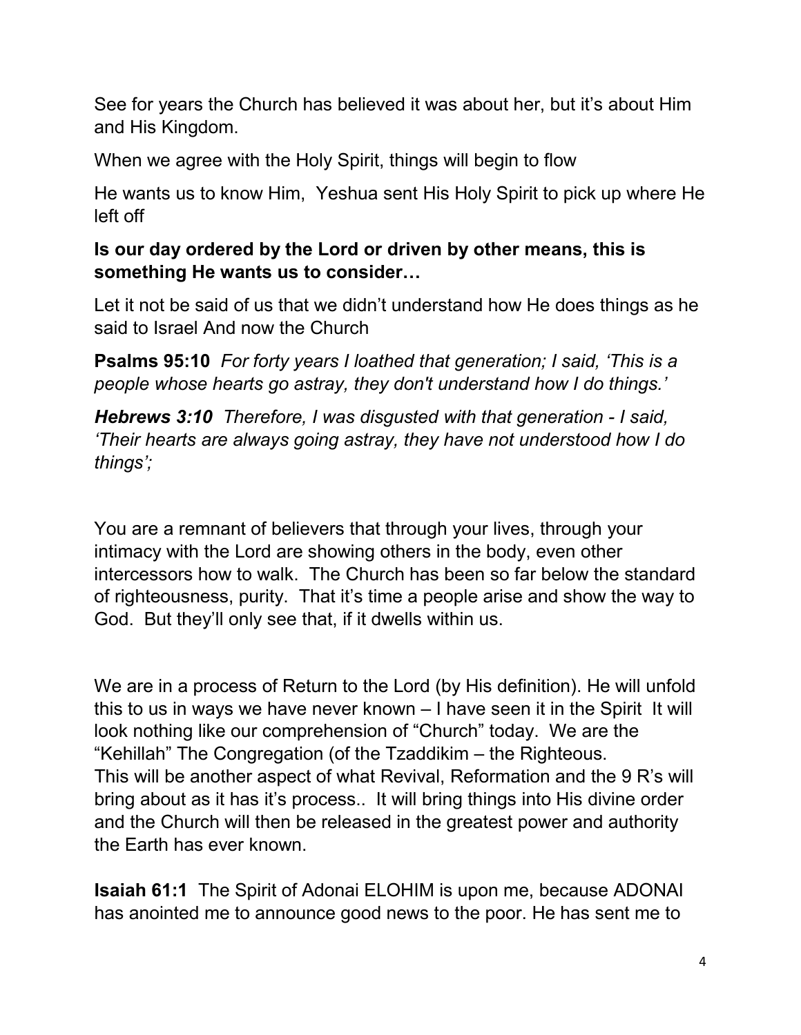See for years the Church has believed it was about her, but it's about Him and His Kingdom.

When we agree with the Holy Spirit, things will begin to flow

He wants us to know Him, Yeshua sent His Holy Spirit to pick up where He left off

**Is our day ordered by the Lord or driven by other means, this is something He wants us to consider…**

Let it not be said of us that we didn't understand how He does things as he said to Israel And now the Church

**Psalms 95:10** *For forty years I loathed that generation; I said, 'This is a people whose hearts go astray, they don't understand how I do things.'*

***Hebrews 3:10*** *Therefore, I was disgusted with that generation - I said, 'Their hearts are always going astray, they have not understood how I do things';*

You are a remnant of believers that through your lives, through your intimacy with the Lord are showing others in the body, even other intercessors how to walk. The Church has been so far below the standard of righteousness, purity. That it's time a people arise and show the way to God. But they'll only see that, if it dwells within us.

We are in a process of Return to the Lord (by His definition). He will unfold this to us in ways we have never known – I have seen it in the Spirit It will look nothing like our comprehension of "Church" today. We are the "Kehillah" The Congregation (of the Tzaddikim – the Righteous.
This will be another aspect of what Revival, Reformation and the 9 R's will bring about as it has it's process.. It will bring things into His divine order and the Church will then be released in the greatest power and authority the Earth has ever known.

**Isaiah 61:1** The Spirit of Adonai ELOHIM is upon me, because ADONAI has anointed me to announce good news to the poor. He has sent me to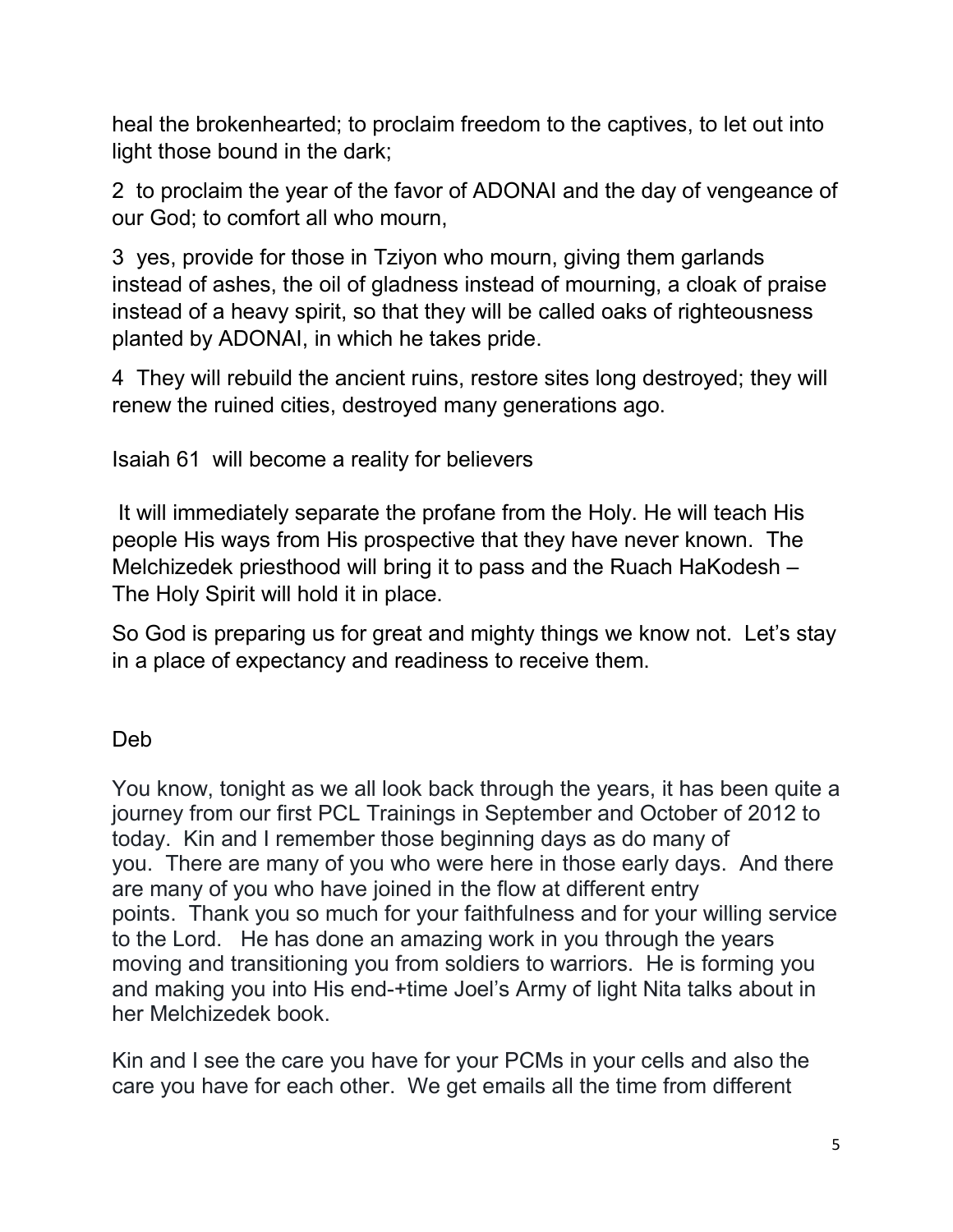heal the brokenhearted; to proclaim freedom to the captives, to let out into light those bound in the dark;

2 to proclaim the year of the favor of ADONAI and the day of vengeance of our God; to comfort all who mourn,

3 yes, provide for those in Tziyon who mourn, giving them garlands instead of ashes, the oil of gladness instead of mourning, a cloak of praise instead of a heavy spirit, so that they will be called oaks of righteousness planted by ADONAI, in which he takes pride.

4 They will rebuild the ancient ruins, restore sites long destroyed; they will renew the ruined cities, destroyed many generations ago.

Isaiah 61 will become a reality for believers

It will immediately separate the profane from the Holy. He will teach His people His ways from His prospective that they have never known. The Melchizedek priesthood will bring it to pass and the Ruach HaKodesh – The Holy Spirit will hold it in place.

So God is preparing us for great and mighty things we know not. Let's stay in a place of expectancy and readiness to receive them.

Deb

You know, tonight as we all look back through the years, it has been quite a journey from our first PCL Trainings in September and October of 2012 to today. Kin and I remember those beginning days as do many of you. There are many of you who were here in those early days. And there are many of you who have joined in the flow at different entry points. Thank you so much for your faithfulness and for your willing service to the Lord. He has done an amazing work in you through the years moving and transitioning you from soldiers to warriors. He is forming you and making you into His end-+time Joel's Army of light Nita talks about in her Melchizedek book.

Kin and I see the care you have for your PCMs in your cells and also the care you have for each other. We get emails all the time from different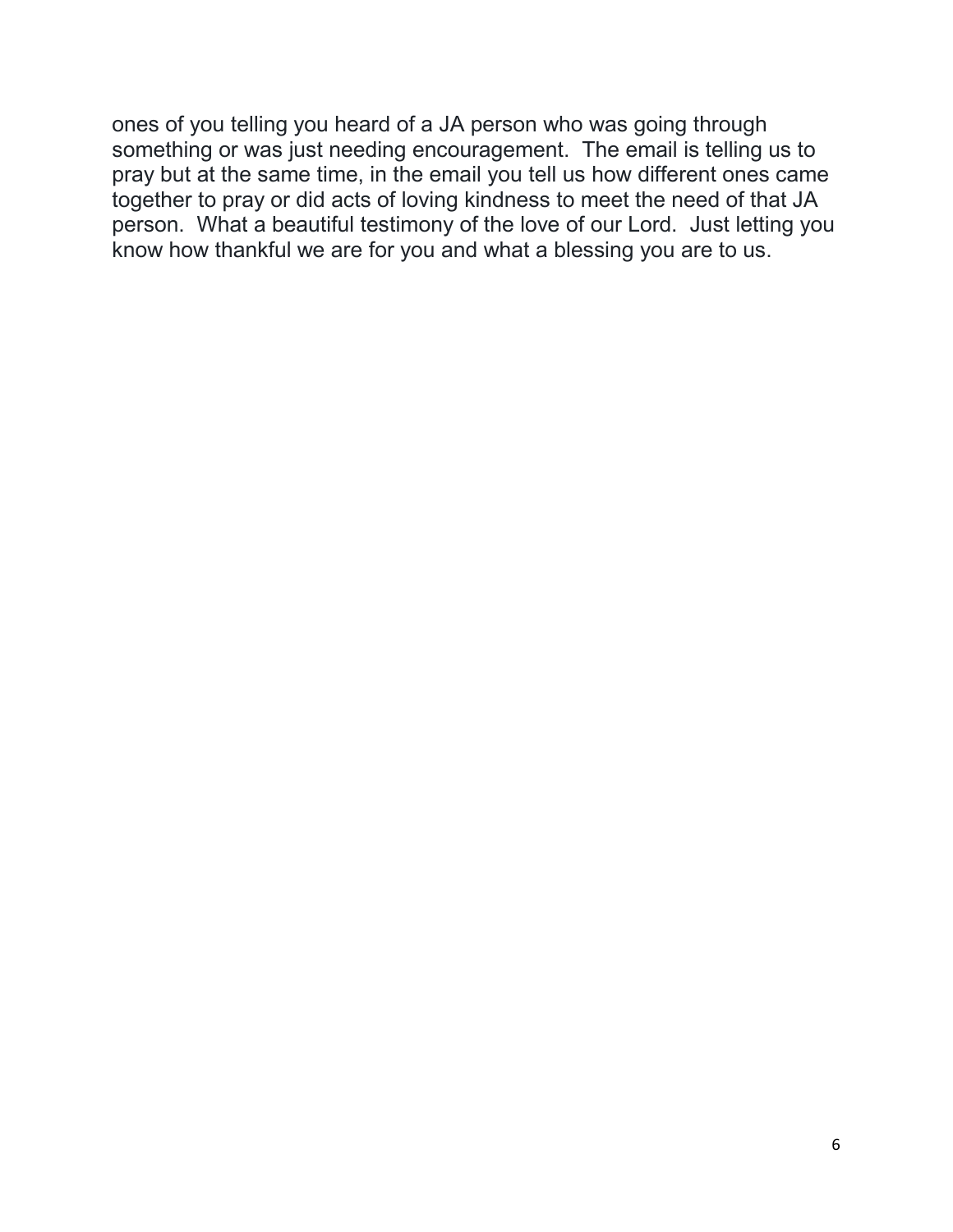ones of you telling you heard of a JA person who was going through something or was just needing encouragement.  The email is telling us to pray but at the same time, in the email you tell us how different ones came together to pray or did acts of loving kindness to meet the need of that JA person.  What a beautiful testimony of the love of our Lord.  Just letting you know how thankful we are for you and what a blessing you are to us.